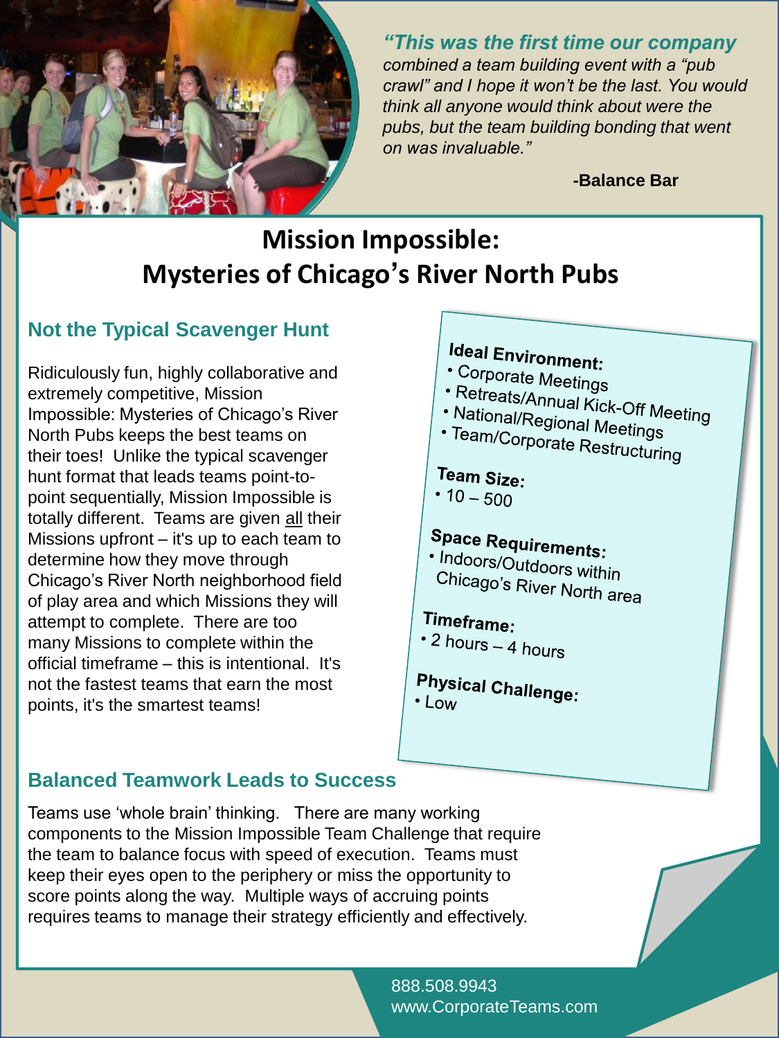*"This was the first time our company combined a team building event with a "pub crawl" and I hope it won't be the last. You would think all anyone would think about were the pubs, but the team building bonding that went on was invaluable."*

**-Balance Bar**

# Mission Impossible: Mysteries of Chicago's River North Pubs

## Not the Typical Scavenger Hunt

Ridiculously fun, highly collaborative and extremely competitive, Mission Impossible: Mysteries of Chicago's River North Pubs keeps the best teams on their toes! Unlike the typical scavenger hunt format that leads teams point-to-point sequentially, Mission Impossible is totally different. Teams are given all their Missions upfront – it's up to each team to determine how they move through Chicago's River North neighborhood field of play area and which Missions they will attempt to complete. There are too many Missions to complete within the official timeframe – this is intentional. It's not the fastest teams that earn the most points, it's the smartest teams!

**Ideal Environment:**
- Corporate Meetings
- Retreats/Annual Kick-Off Meeting
- National/Regional Meetings
- Team/Corporate Restructuring

**Team Size:**
- 10 – 500

**Space Requirements:**
- Indoors/Outdoors within Chicago's River North area

**Timeframe:**
- 2 hours – 4 hours

**Physical Challenge:**
- Low

## Balanced Teamwork Leads to Success

Teams use 'whole brain' thinking. There are many working components to the Mission Impossible Team Challenge that require the team to balance focus with speed of execution. Teams must keep their eyes open to the periphery or miss the opportunity to score points along the way. Multiple ways of accruing points requires teams to manage their strategy efficiently and effectively.

888.508.9943
www.CorporateTeams.com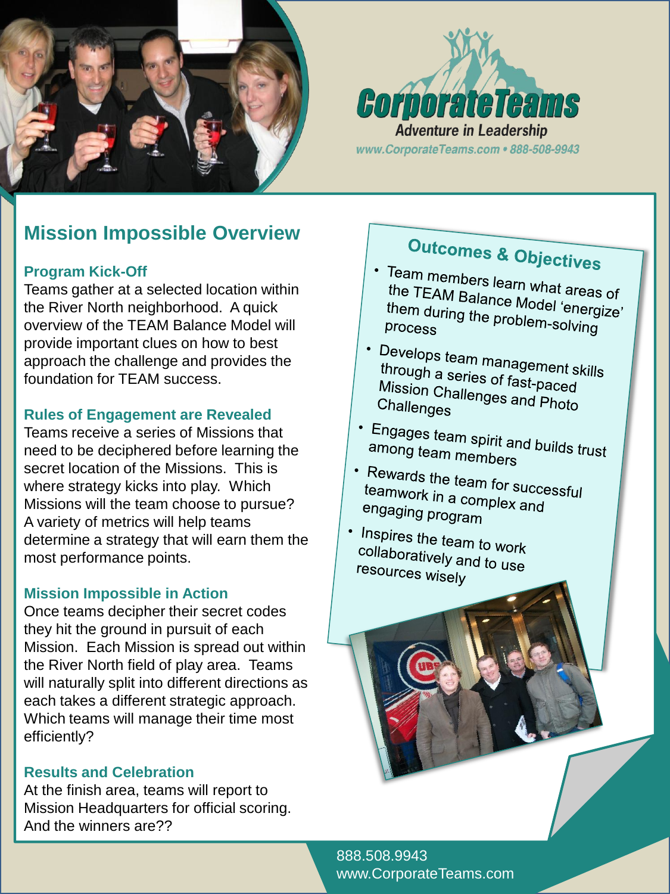CorporateTeams

Adventure in Leadership

www.CorporateTeams.com • 888-508-9943

## Mission Impossible Overview

### Program Kick-Off

Teams gather at a selected location within the River North neighborhood. A quick overview of the TEAM Balance Model will provide important clues on how to best approach the challenge and provides the foundation for TEAM success.

### Rules of Engagement are Revealed

Teams receive a series of Missions that need to be deciphered before learning the secret location of the Missions. This is where strategy kicks into play. Which Missions will the team choose to pursue? A variety of metrics will help teams determine a strategy that will earn them the most performance points.

### Mission Impossible in Action

Once teams decipher their secret codes they hit the ground in pursuit of each Mission. Each Mission is spread out within the River North field of play area. Teams will naturally split into different directions as each takes a different strategic approach. Which teams will manage their time most efficiently?

### Results and Celebration

At the finish area, teams will report to Mission Headquarters for official scoring. And the winners are??

## Outcomes & Objectives

- Team members learn what areas of the TEAM Balance Model 'energize' them during the problem-solving process
- Develops team management skills through a series of fast-paced Mission Challenges and Photo Challenges
- Engages team spirit and builds trust among team members
- Rewards the team for successful teamwork in a complex and engaging program
- Inspires the team to work collaboratively and to use resources wisely

888.508.9943
www.CorporateTeams.com